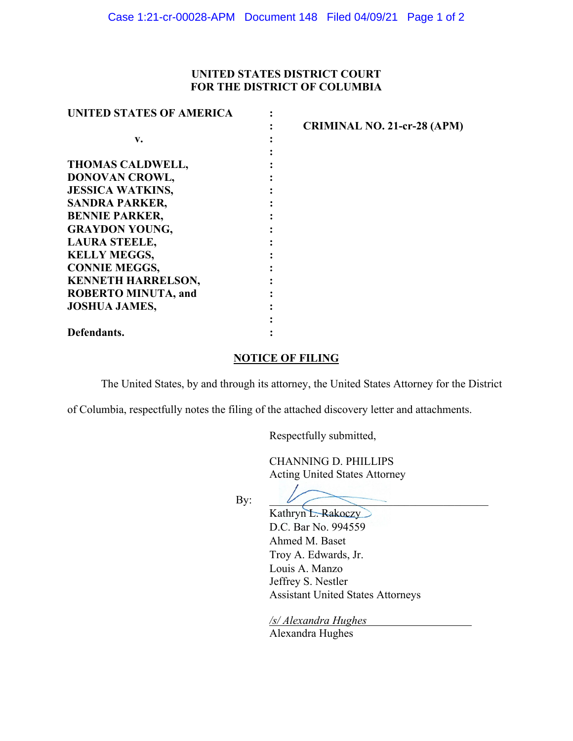# UNITED STATES DISTRICT COURT
# FOR THE DISTRICT OF COLUMBIA

| | | |
|---|---|---|
| **UNITED STATES OF AMERICA** | : | |
| | : | **CRIMINAL NO. 21-cr-28 (APM)** |
| **v.** | : | |
| | : | |
| **THOMAS CALDWELL,** | : | |
| **DONOVAN CROWL,** | : | |
| **JESSICA WATKINS,** | : | |
| **SANDRA PARKER,** | : | |
| **BENNIE PARKER,** | : | |
| **GRAYDON YOUNG,** | : | |
| **LAURA STEELE,** | : | |
| **KELLY MEGGS,** | : | |
| **CONNIE MEGGS,** | : | |
| **KENNETH HARRELSON,** | : | |
| **ROBERTO MINUTA, and** | : | |
| **JOSHUA JAMES,** | : | |
| | : | |
| **Defendants.** | : | |

## NOTICE OF FILING

The United States, by and through its attorney, the United States Attorney for the District of Columbia, respectfully notes the filing of the attached discovery letter and attachments.

Respectfully submitted,

CHANNING D. PHILLIPS
Acting United States Attorney

By: ______________________________
Kathryn L. Rakoczy
D.C. Bar No. 994559
Ahmed M. Baset
Troy A. Edwards, Jr.
Louis A. Manzo
Jeffrey S. Nestler
Assistant United States Attorneys

*/s/ Alexandra Hughes*
Alexandra Hughes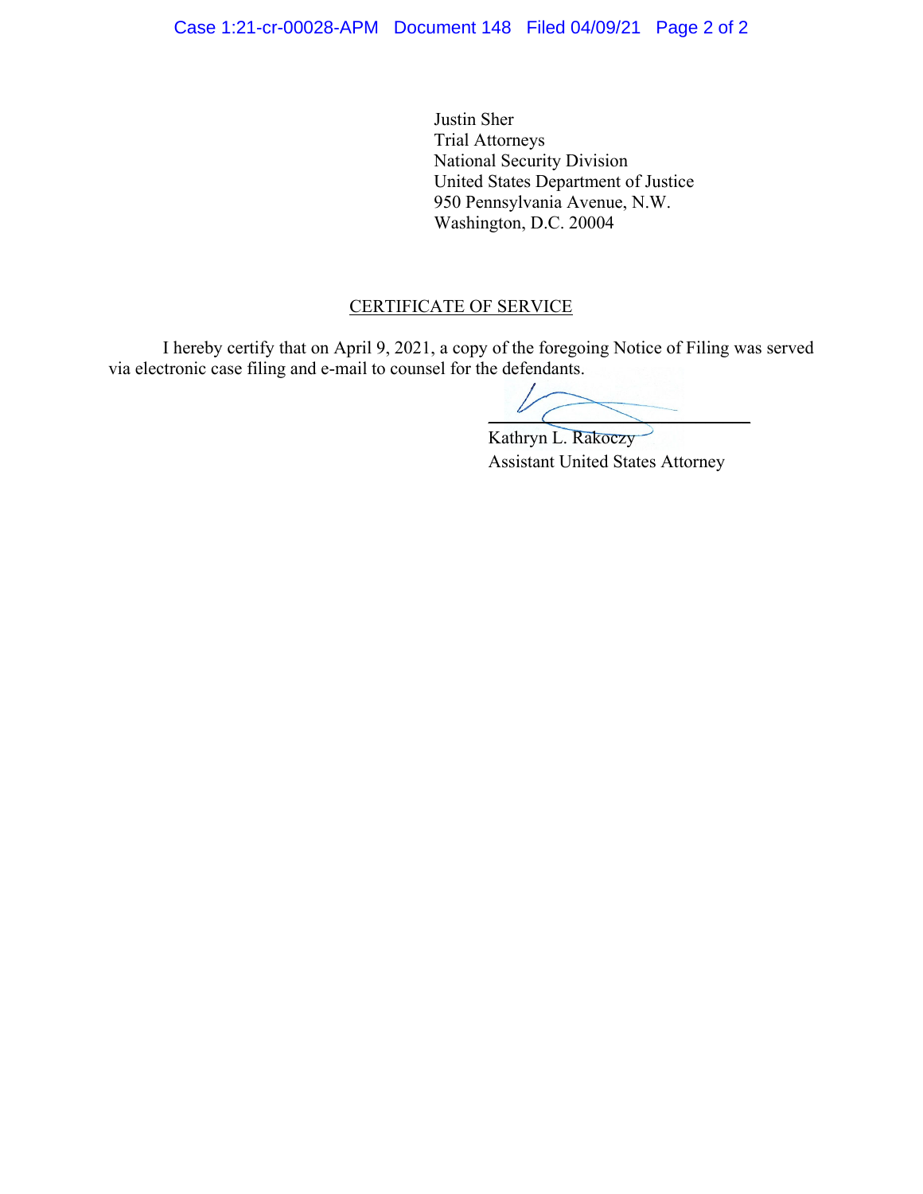Justin Sher
Trial Attorneys
National Security Division
United States Department of Justice
950 Pennsylvania Avenue, N.W.
Washington, D.C. 20004

## CERTIFICATE OF SERVICE

I hereby certify that on April 9, 2021, a copy of the foregoing Notice of Filing was served via electronic case filing and e-mail to counsel for the defendants.

Kathryn L. Rakoczy
Assistant United States Attorney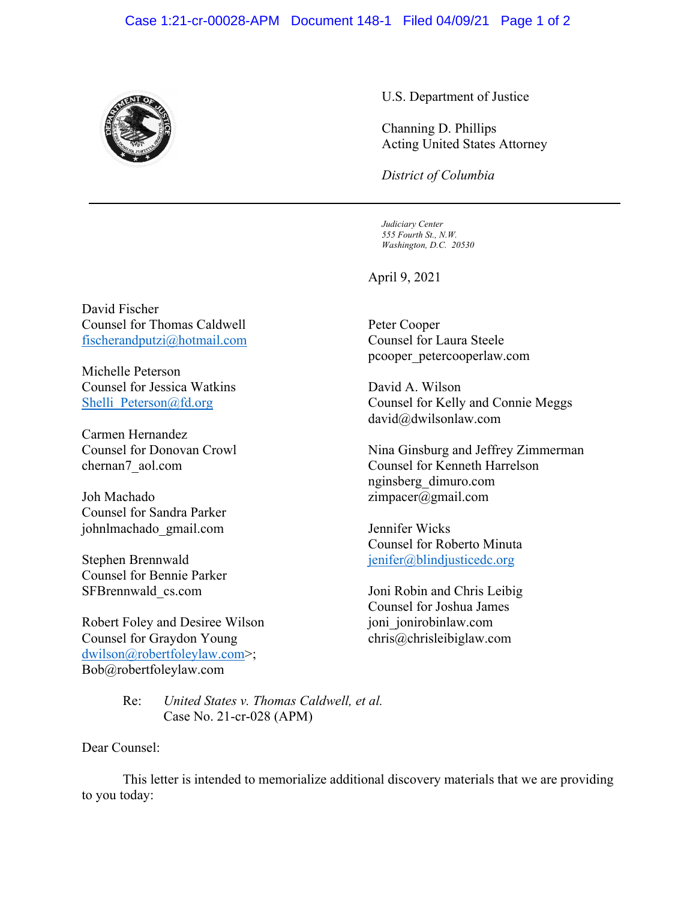U.S. Department of Justice

Channing D. Phillips
Acting United States Attorney

*District of Columbia*

---

*Judiciary Center*
*555 Fourth St., N.W.*
*Washington, D.C. 20530*

April 9, 2021

David Fischer
Counsel for Thomas Caldwell
fischerandputzi@hotmail.com

Michelle Peterson
Counsel for Jessica Watkins
Shelli_Peterson@fd.org

Carmen Hernandez
Counsel for Donovan Crowl
chernan7_aol.com

Joh Machado
Counsel for Sandra Parker
johnlmachado_gmail.com

Stephen Brennwald
Counsel for Bennie Parker
SFBrennwald_cs.com

Robert Foley and Desiree Wilson
Counsel for Graydon Young
dwilson@robertfoleylaw.com>;
Bob@robertfoleylaw.com

Peter Cooper
Counsel for Laura Steele
pcooper_petercooperlaw.com

David A. Wilson
Counsel for Kelly and Connie Meggs
david@dwilsonlaw.com

Nina Ginsburg and Jeffrey Zimmerman
Counsel for Kenneth Harrelson
nginsberg_dimuro.com
zimpacer@gmail.com

Jennifer Wicks
Counsel for Roberto Minuta
jenifer@blindjusticedc.org

Joni Robin and Chris Leibig
Counsel for Joshua James
joni_jonirobinlaw.com
chris@chrisleibiglaw.com

Re: *United States v. Thomas Caldwell, et al.*
Case No. 21-cr-028 (APM)

Dear Counsel:

This letter is intended to memorialize additional discovery materials that we are providing to you today: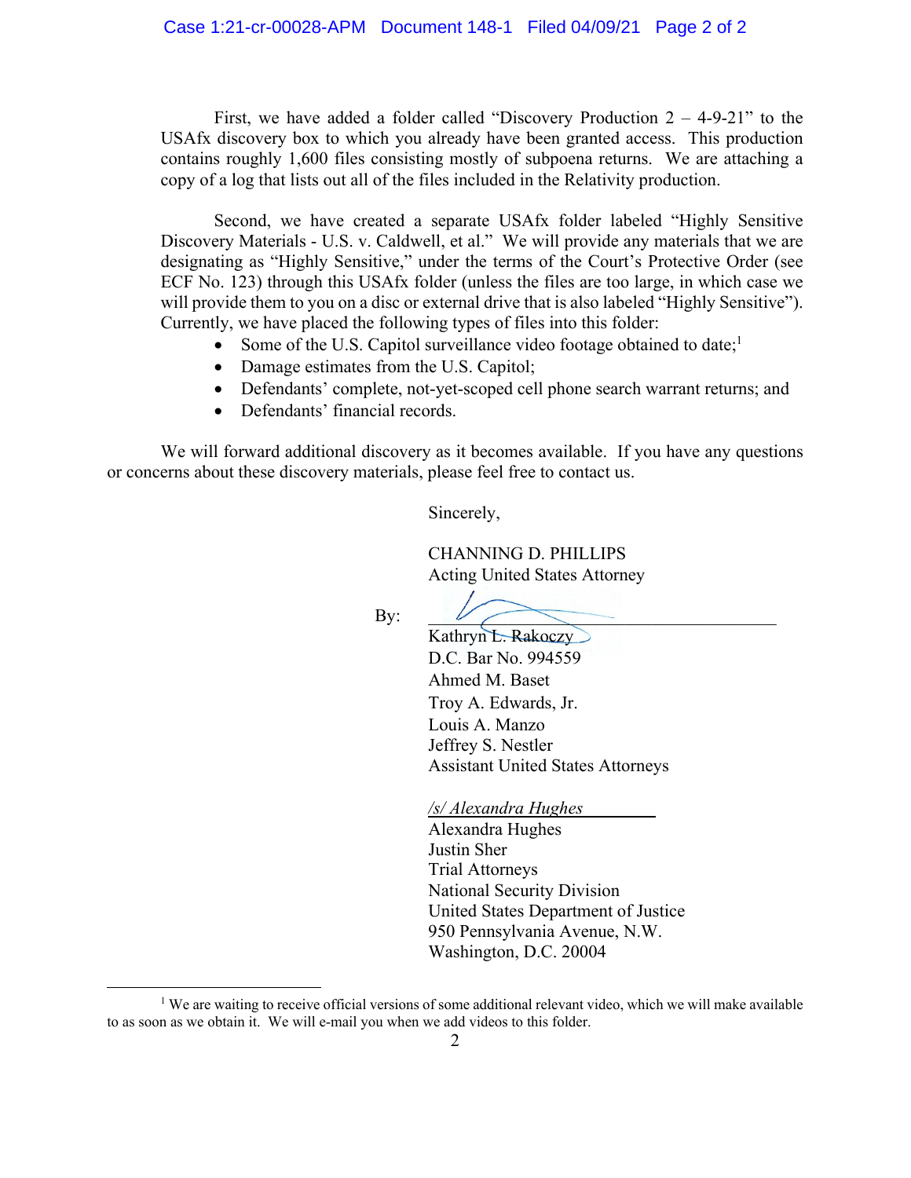First, we have added a folder called "Discovery Production 2 – 4-9-21" to the USAfx discovery box to which you already have been granted access. This production contains roughly 1,600 files consisting mostly of subpoena returns. We are attaching a copy of a log that lists out all of the files included in the Relativity production.

Second, we have created a separate USAfx folder labeled "Highly Sensitive Discovery Materials - U.S. v. Caldwell, et al." We will provide any materials that we are designating as "Highly Sensitive," under the terms of the Court's Protective Order (see ECF No. 123) through this USAfx folder (unless the files are too large, in which case we will provide them to you on a disc or external drive that is also labeled "Highly Sensitive"). Currently, we have placed the following types of files into this folder:

- Some of the U.S. Capitol surveillance video footage obtained to date;[1]
- Damage estimates from the U.S. Capitol;
- Defendants' complete, not-yet-scoped cell phone search warrant returns; and
- Defendants' financial records.

We will forward additional discovery as it becomes available. If you have any questions or concerns about these discovery materials, please feel free to contact us.

Sincerely,

CHANNING D. PHILLIPS
Acting United States Attorney

By: ______________________________
Kathryn L. Rakoczy
D.C. Bar No. 994559
Ahmed M. Baset
Troy A. Edwards, Jr.
Louis A. Manzo
Jeffrey S. Nestler
Assistant United States Attorneys

*/s/ Alexandra Hughes*
Alexandra Hughes
Justin Sher
Trial Attorneys
National Security Division
United States Department of Justice
950 Pennsylvania Avenue, N.W.
Washington, D.C. 20004

---

[1] We are waiting to receive official versions of some additional relevant video, which we will make available to as soon as we obtain it. We will e-mail you when we add videos to this folder.